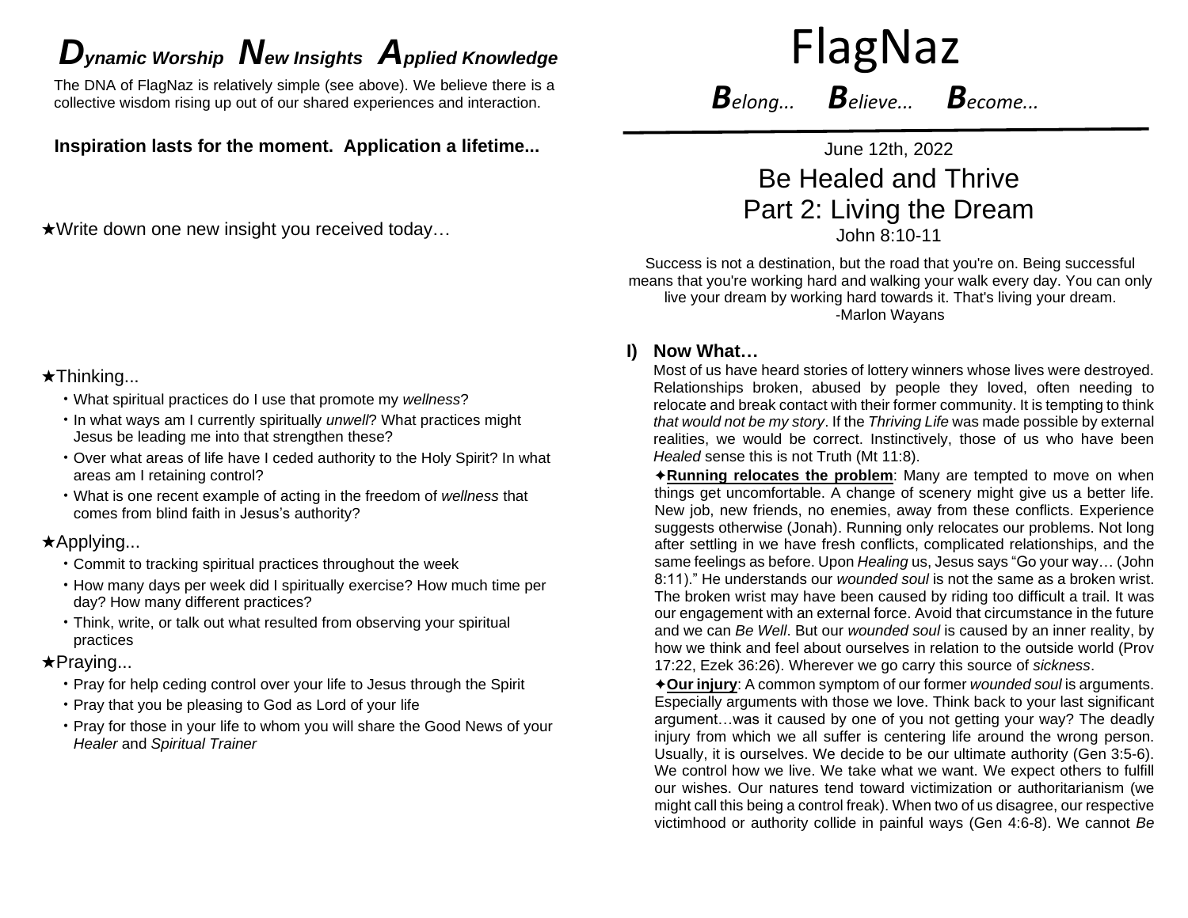## ***D**ynamic Worship* ***N**ew Insights* ***A**pplied Knowledge*

The DNA of FlagNaz is relatively simple (see above). We believe there is a collective wisdom rising up out of our shared experiences and interaction.

**Inspiration lasts for the moment. Application a lifetime...**

★Write down one new insight you received today…

★Thinking...

- What spiritual practices do I use that promote my *wellness*?
- In what ways am I currently spiritually *unwell*? What practices might Jesus be leading me into that strengthen these?
- Over what areas of life have I ceded authority to the Holy Spirit? In what areas am I retaining control?
- What is one recent example of acting in the freedom of *wellness* that comes from blind faith in Jesus's authority?

★Applying...

- Commit to tracking spiritual practices throughout the week
- How many days per week did I spiritually exercise? How much time per day? How many different practices?
- Think, write, or talk out what resulted from observing your spiritual practices

★Praying...

- Pray for help ceding control over your life to Jesus through the Spirit
- Pray that you be pleasing to God as Lord of your life
- Pray for those in your life to whom you will share the Good News of your *Healer* and *Spiritual Trainer*

# FlagNaz

***B**elong...* ***B**elieve...* ***B**ecome...*

June 12th, 2022

## Be Healed and Thrive
## Part 2: Living the Dream

John 8:10-11

Success is not a destination, but the road that you're on. Being successful means that you're working hard and walking your walk every day. You can only live your dream by working hard towards it. That's living your dream.
-Marlon Wayans

### I) Now What…

Most of us have heard stories of lottery winners whose lives were destroyed. Relationships broken, abused by people they loved, often needing to relocate and break contact with their former community. It is tempting to think *that would not be my story*. If the *Thriving Life* was made possible by external realities, we would be correct. Instinctively, those of us who have been *Healed* sense this is not Truth (Mt 11:8).

✦**Running relocates the problem**: Many are tempted to move on when things get uncomfortable. A change of scenery might give us a better life. New job, new friends, no enemies, away from these conflicts. Experience suggests otherwise (Jonah). Running only relocates our problems. Not long after settling in we have fresh conflicts, complicated relationships, and the same feelings as before. Upon *Healing* us, Jesus says "Go your way… (John 8:11)." He understands our *wounded soul* is not the same as a broken wrist. The broken wrist may have been caused by riding too difficult a trail. It was our engagement with an external force. Avoid that circumstance in the future and we can *Be Well*. But our *wounded soul* is caused by an inner reality, by how we think and feel about ourselves in relation to the outside world (Prov 17:22, Ezek 36:26). Wherever we go carry this source of *sickness*.

✦**Our injury**: A common symptom of our former *wounded soul* is arguments. Especially arguments with those we love. Think back to your last significant argument…was it caused by one of you not getting your way? The deadly injury from which we all suffer is centering life around the wrong person. Usually, it is ourselves. We decide to be our ultimate authority (Gen 3:5-6). We control how we live. We take what we want. We expect others to fulfill our wishes. Our natures tend toward victimization or authoritarianism (we might call this being a control freak). When two of us disagree, our respective victimhood or authority collide in painful ways (Gen 4:6-8). We cannot *Be*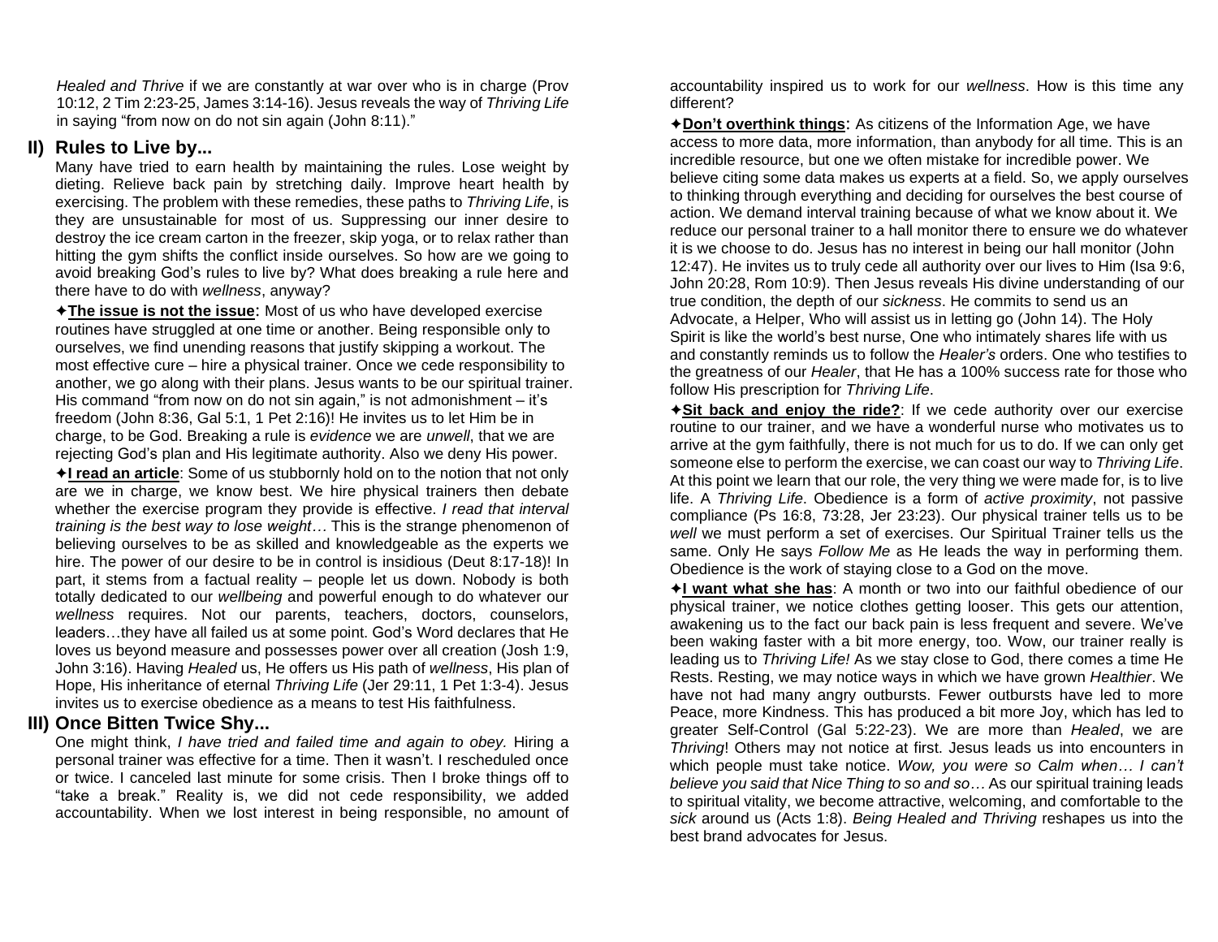*Healed and Thrive* if we are constantly at war over who is in charge (Prov 10:12, 2 Tim 2:23-25, James 3:14-16). Jesus reveals the way of *Thriving Life* in saying "from now on do not sin again (John 8:11)."

## II) Rules to Live by...

Many have tried to earn health by maintaining the rules. Lose weight by dieting. Relieve back pain by stretching daily. Improve heart health by exercising. The problem with these remedies, these paths to *Thriving Life*, is they are unsustainable for most of us. Suppressing our inner desire to destroy the ice cream carton in the freezer, skip yoga, or to relax rather than hitting the gym shifts the conflict inside ourselves. So how are we going to avoid breaking God's rules to live by? What does breaking a rule here and there have to do with *wellness*, anyway?

✦**The issue is not the issue**: Most of us who have developed exercise routines have struggled at one time or another. Being responsible only to ourselves, we find unending reasons that justify skipping a workout. The most effective cure – hire a physical trainer. Once we cede responsibility to another, we go along with their plans. Jesus wants to be our spiritual trainer. His command "from now on do not sin again," is not admonishment – it's freedom (John 8:36, Gal 5:1, 1 Pet 2:16)! He invites us to let Him be in charge, to be God. Breaking a rule is *evidence* we are *unwell*, that we are rejecting God's plan and His legitimate authority. Also we deny His power.

✦**I read an article**: Some of us stubbornly hold on to the notion that not only are we in charge, we know best. We hire physical trainers then debate whether the exercise program they provide is effective. *I read that interval training is the best way to lose weight…* This is the strange phenomenon of believing ourselves to be as skilled and knowledgeable as the experts we hire. The power of our desire to be in control is insidious (Deut 8:17-18)! In part, it stems from a factual reality – people let us down. Nobody is both totally dedicated to our *wellbeing* and powerful enough to do whatever our *wellness* requires. Not our parents, teachers, doctors, counselors, leaders…they have all failed us at some point. God's Word declares that He loves us beyond measure and possesses power over all creation (Josh 1:9, John 3:16). Having *Healed* us, He offers us His path of *wellness*, His plan of Hope, His inheritance of eternal *Thriving Life* (Jer 29:11, 1 Pet 1:3-4). Jesus invites us to exercise obedience as a means to test His faithfulness.

## III) Once Bitten Twice Shy...

One might think, *I have tried and failed time and again to obey.* Hiring a personal trainer was effective for a time. Then it wasn't. I rescheduled once or twice. I canceled last minute for some crisis. Then I broke things off to "take a break." Reality is, we did not cede responsibility, we added accountability. When we lost interest in being responsible, no amount of accountability inspired us to work for our *wellness*. How is this time any different?

✦**Don't overthink things**: As citizens of the Information Age, we have access to more data, more information, than anybody for all time. This is an incredible resource, but one we often mistake for incredible power. We believe citing some data makes us experts at a field. So, we apply ourselves to thinking through everything and deciding for ourselves the best course of action. We demand interval training because of what we know about it. We reduce our personal trainer to a hall monitor there to ensure we do whatever it is we choose to do. Jesus has no interest in being our hall monitor (John 12:47). He invites us to truly cede all authority over our lives to Him (Isa 9:6, John 20:28, Rom 10:9). Then Jesus reveals His divine understanding of our true condition, the depth of our *sickness*. He commits to send us an Advocate, a Helper, Who will assist us in letting go (John 14). The Holy Spirit is like the world's best nurse, One who intimately shares life with us and constantly reminds us to follow the *Healer's* orders. One who testifies to the greatness of our *Healer*, that He has a 100% success rate for those who follow His prescription for *Thriving Life*.

✦**Sit back and enjoy the ride?**: If we cede authority over our exercise routine to our trainer, and we have a wonderful nurse who motivates us to arrive at the gym faithfully, there is not much for us to do. If we can only get someone else to perform the exercise, we can coast our way to *Thriving Life*. At this point we learn that our role, the very thing we were made for, is to live life. A *Thriving Life*. Obedience is a form of *active proximity*, not passive compliance (Ps 16:8, 73:28, Jer 23:23). Our physical trainer tells us to be *well* we must perform a set of exercises. Our Spiritual Trainer tells us the same. Only He says *Follow Me* as He leads the way in performing them. Obedience is the work of staying close to a God on the move.

✦**I want what she has**: A month or two into our faithful obedience of our physical trainer, we notice clothes getting looser. This gets our attention, awakening us to the fact our back pain is less frequent and severe. We've been waking faster with a bit more energy, too. Wow, our trainer really is leading us to *Thriving Life!* As we stay close to God, there comes a time He Rests. Resting, we may notice ways in which we have grown *Healthier*. We have not had many angry outbursts. Fewer outbursts have led to more Peace, more Kindness. This has produced a bit more Joy, which has led to greater Self-Control (Gal 5:22-23). We are more than *Healed*, we are *Thriving*! Others may not notice at first. Jesus leads us into encounters in which people must take notice. *Wow, you were so Calm when… I can't believe you said that Nice Thing to so and so…* As our spiritual training leads to spiritual vitality, we become attractive, welcoming, and comfortable to the *sick* around us (Acts 1:8). *Being Healed and Thriving* reshapes us into the best brand advocates for Jesus.